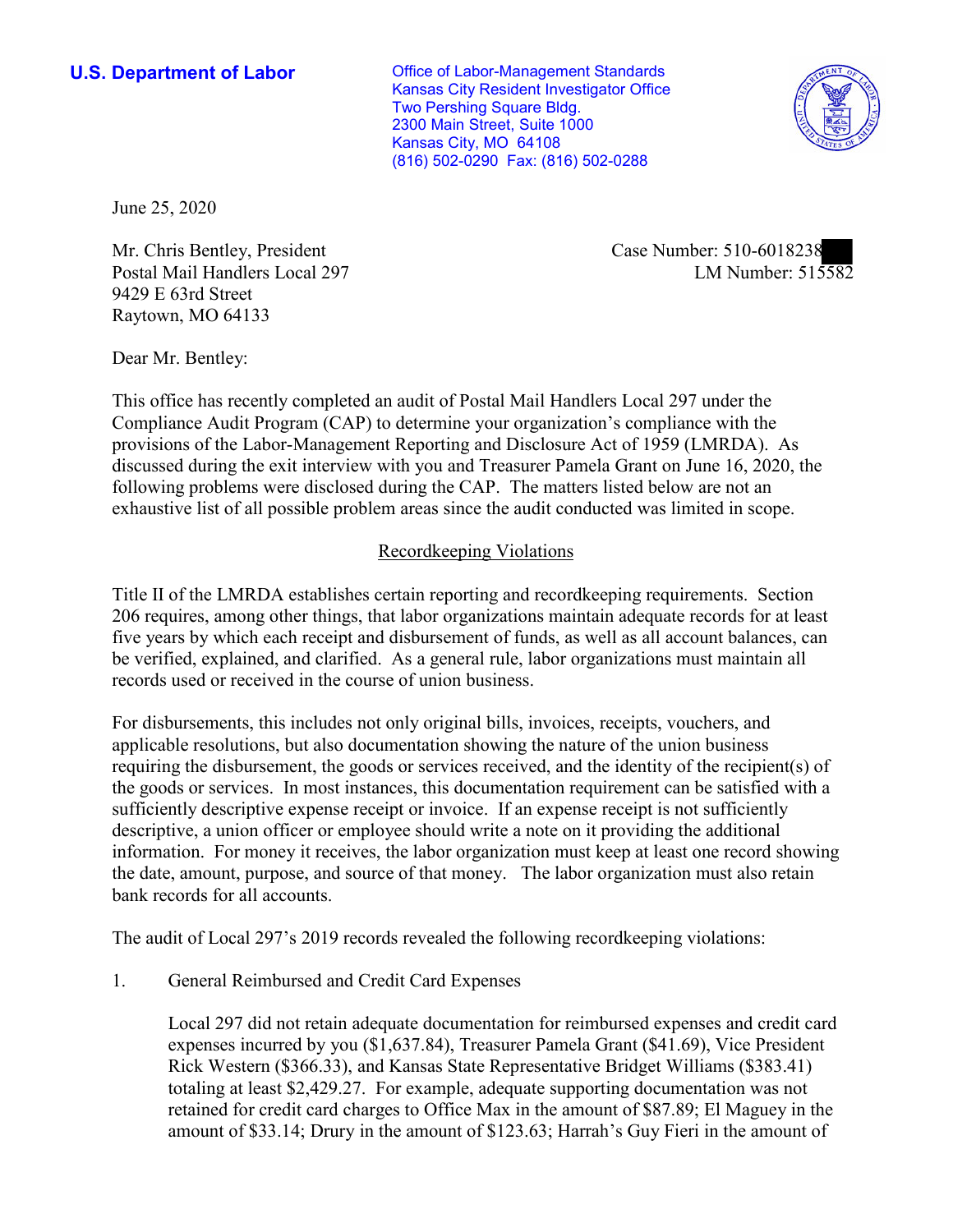**U.S. Department of Labor**

Office of Labor-Management Standards
Kansas City Resident Investigator Office
Two Pershing Square Bldg.
2300 Main Street, Suite 1000
Kansas City, MO 64108
(816) 502-0290 Fax: (816) 502-0288

June 25, 2020

Mr. Chris Bentley, President
Postal Mail Handlers Local 297
9429 E 63rd Street
Raytown, MO 64133

Case Number: 510-6018238
LM Number: 515582

Dear Mr. Bentley:

This office has recently completed an audit of Postal Mail Handlers Local 297 under the Compliance Audit Program (CAP) to determine your organization's compliance with the provisions of the Labor-Management Reporting and Disclosure Act of 1959 (LMRDA). As discussed during the exit interview with you and Treasurer Pamela Grant on June 16, 2020, the following problems were disclosed during the CAP. The matters listed below are not an exhaustive list of all possible problem areas since the audit conducted was limited in scope.

Recordkeeping Violations

Title II of the LMRDA establishes certain reporting and recordkeeping requirements. Section 206 requires, among other things, that labor organizations maintain adequate records for at least five years by which each receipt and disbursement of funds, as well as all account balances, can be verified, explained, and clarified. As a general rule, labor organizations must maintain all records used or received in the course of union business.

For disbursements, this includes not only original bills, invoices, receipts, vouchers, and applicable resolutions, but also documentation showing the nature of the union business requiring the disbursement, the goods or services received, and the identity of the recipient(s) of the goods or services. In most instances, this documentation requirement can be satisfied with a sufficiently descriptive expense receipt or invoice. If an expense receipt is not sufficiently descriptive, a union officer or employee should write a note on it providing the additional information. For money it receives, the labor organization must keep at least one record showing the date, amount, purpose, and source of that money. The labor organization must also retain bank records for all accounts.

The audit of Local 297's 2019 records revealed the following recordkeeping violations:

1. General Reimbursed and Credit Card Expenses

   Local 297 did not retain adequate documentation for reimbursed expenses and credit card expenses incurred by you ($1,637.84), Treasurer Pamela Grant ($41.69), Vice President Rick Western ($366.33), and Kansas State Representative Bridget Williams ($383.41) totaling at least $2,429.27. For example, adequate supporting documentation was not retained for credit card charges to Office Max in the amount of $87.89; El Maguey in the amount of $33.14; Drury in the amount of $123.63; Harrah's Guy Fieri in the amount of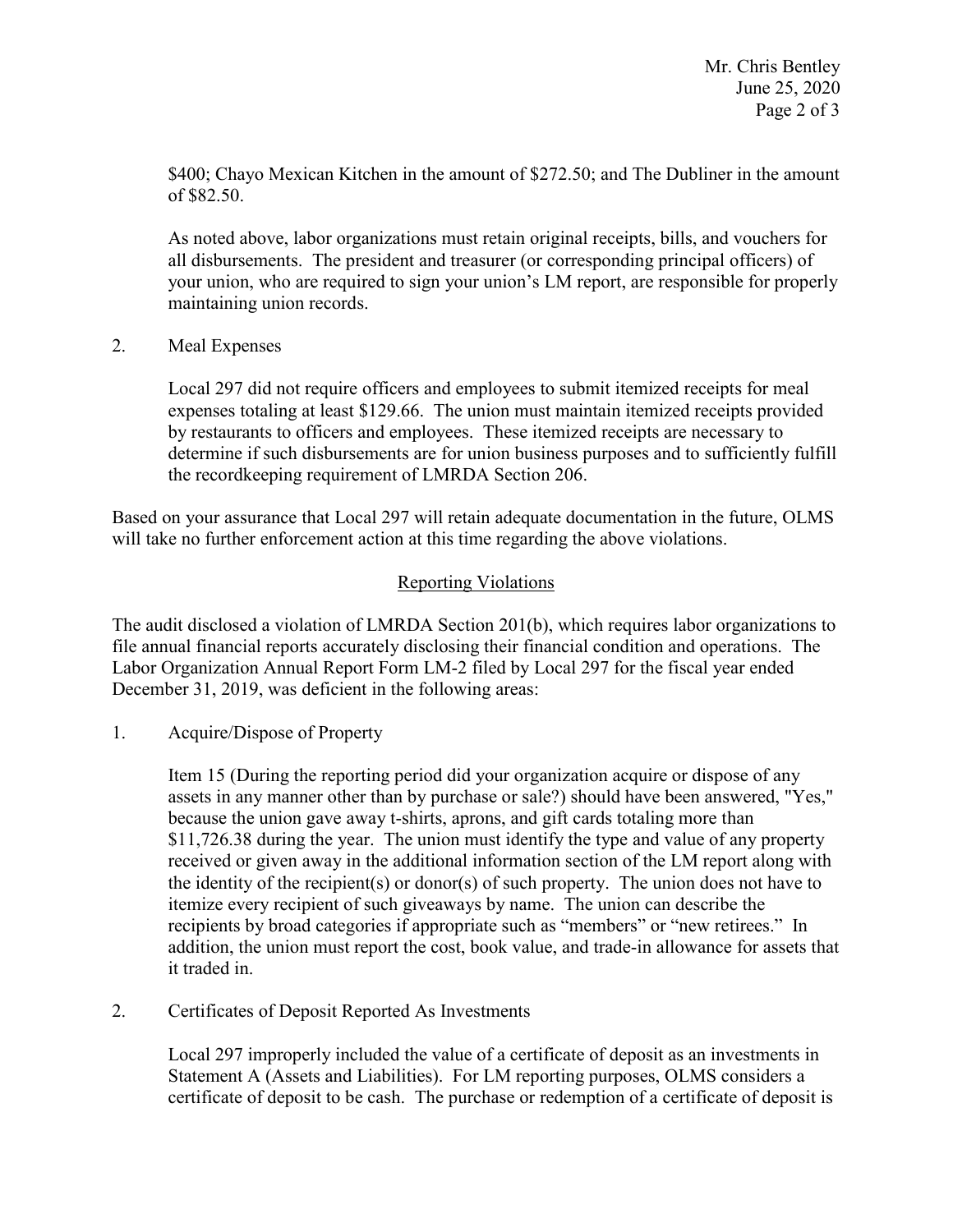$400; Chayo Mexican Kitchen in the amount of $272.50; and The Dubliner in the amount of $82.50.

As noted above, labor organizations must retain original receipts, bills, and vouchers for all disbursements. The president and treasurer (or corresponding principal officers) of your union, who are required to sign your union's LM report, are responsible for properly maintaining union records.

2. Meal Expenses

   Local 297 did not require officers and employees to submit itemized receipts for meal expenses totaling at least $129.66. The union must maintain itemized receipts provided by restaurants to officers and employees. These itemized receipts are necessary to determine if such disbursements are for union business purposes and to sufficiently fulfill the recordkeeping requirement of LMRDA Section 206.

Based on your assurance that Local 297 will retain adequate documentation in the future, OLMS will take no further enforcement action at this time regarding the above violations.

## Reporting Violations

The audit disclosed a violation of LMRDA Section 201(b), which requires labor organizations to file annual financial reports accurately disclosing their financial condition and operations. The Labor Organization Annual Report Form LM-2 filed by Local 297 for the fiscal year ended December 31, 2019, was deficient in the following areas:

1. Acquire/Dispose of Property

   Item 15 (During the reporting period did your organization acquire or dispose of any assets in any manner other than by purchase or sale?) should have been answered, "Yes," because the union gave away t-shirts, aprons, and gift cards totaling more than $11,726.38 during the year. The union must identify the type and value of any property received or given away in the additional information section of the LM report along with the identity of the recipient(s) or donor(s) of such property. The union does not have to itemize every recipient of such giveaways by name. The union can describe the recipients by broad categories if appropriate such as "members" or "new retirees." In addition, the union must report the cost, book value, and trade-in allowance for assets that it traded in.

2. Certificates of Deposit Reported As Investments

   Local 297 improperly included the value of a certificate of deposit as an investments in Statement A (Assets and Liabilities). For LM reporting purposes, OLMS considers a certificate of deposit to be cash. The purchase or redemption of a certificate of deposit is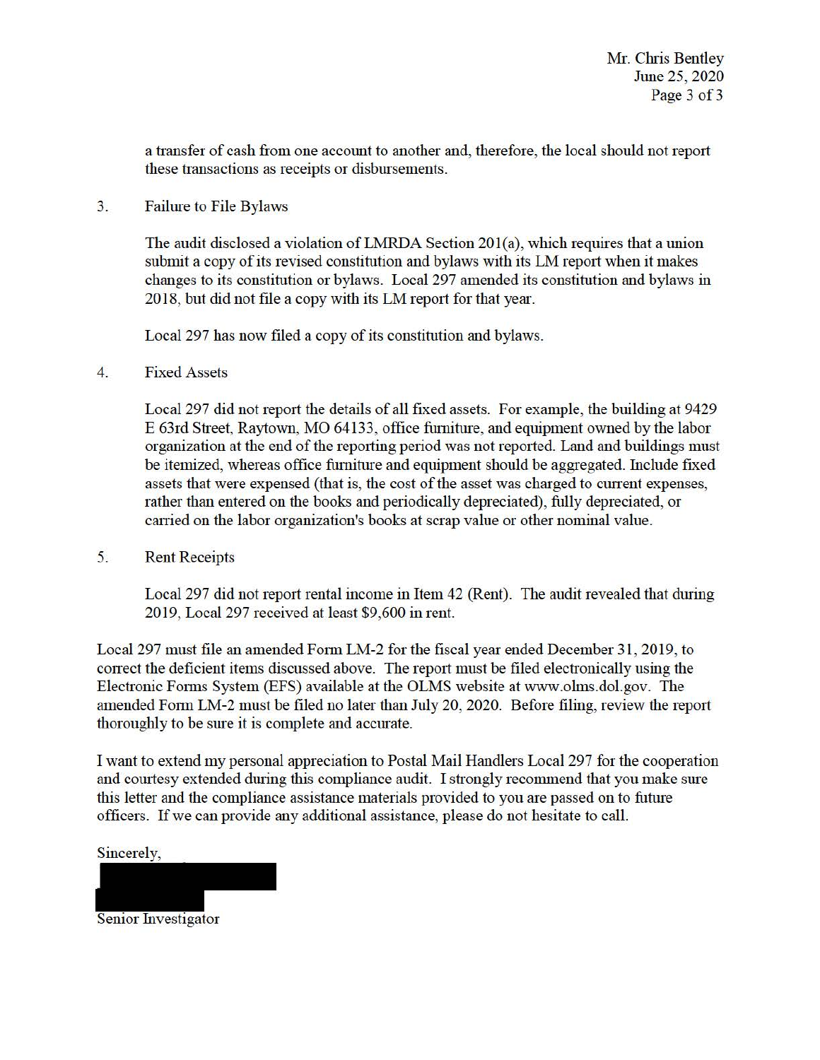a transfer of cash from one account to another and, therefore, the local should not report these transactions as receipts or disbursements.

3. Failure to File Bylaws

   The audit disclosed a violation of LMRDA Section 201(a), which requires that a union submit a copy of its revised constitution and bylaws with its LM report when it makes changes to its constitution or bylaws. Local 297 amended its constitution and bylaws in 2018, but did not file a copy with its LM report for that year.

   Local 297 has now filed a copy of its constitution and bylaws.

4. Fixed Assets

   Local 297 did not report the details of all fixed assets. For example, the building at 9429 E 63rd Street, Raytown, MO 64133, office furniture, and equipment owned by the labor organization at the end of the reporting period was not reported. Land and buildings must be itemized, whereas office furniture and equipment should be aggregated. Include fixed assets that were expensed (that is, the cost of the asset was charged to current expenses, rather than entered on the books and periodically depreciated), fully depreciated, or carried on the labor organization's books at scrap value or other nominal value.

5. Rent Receipts

   Local 297 did not report rental income in Item 42 (Rent). The audit revealed that during 2019, Local 297 received at least $9,600 in rent.

Local 297 must file an amended Form LM-2 for the fiscal year ended December 31, 2019, to correct the deficient items discussed above. The report must be filed electronically using the Electronic Forms System (EFS) available at the OLMS website at www.olms.dol.gov. The amended Form LM-2 must be filed no later than July 20, 2020. Before filing, review the report thoroughly to be sure it is complete and accurate.

I want to extend my personal appreciation to Postal Mail Handlers Local 297 for the cooperation and courtesy extended during this compliance audit. I strongly recommend that you make sure this letter and the compliance assistance materials provided to you are passed on to future officers. If we can provide any additional assistance, please do not hesitate to call.

Sincerely,

Senior Investigator